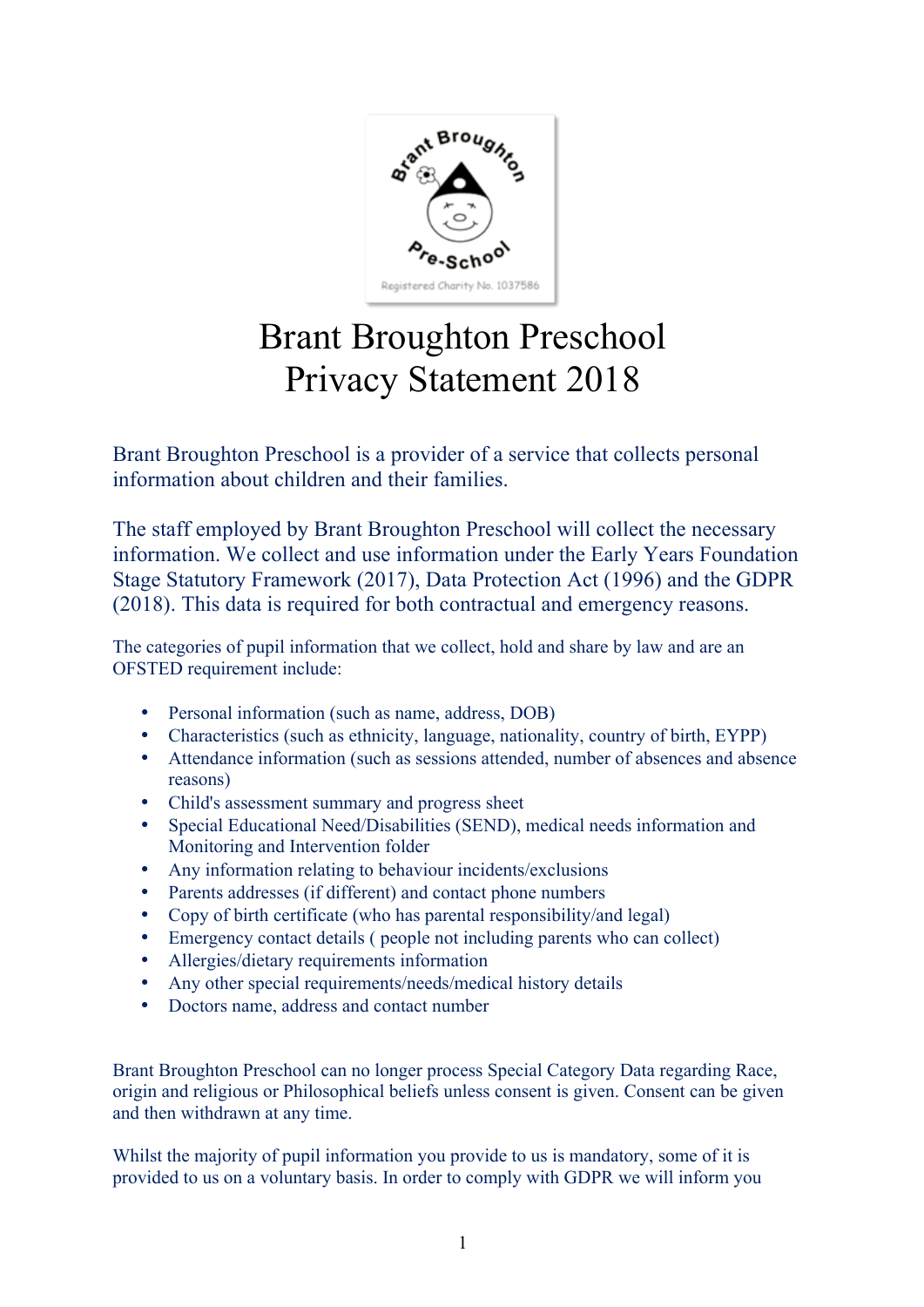# Brant Broughton Preschool
# Privacy Statement 2018

Brant Broughton Preschool is a provider of a service that collects personal information about children and their families.

The staff employed by Brant Broughton Preschool will collect the necessary information. We collect and use information under the Early Years Foundation Stage Statutory Framework (2017), Data Protection Act (1996) and the GDPR (2018). This data is required for both contractual and emergency reasons.

The categories of pupil information that we collect, hold and share by law and are an OFSTED requirement include:

- Personal information (such as name, address, DOB)
- Characteristics (such as ethnicity, language, nationality, country of birth, EYPP)
- Attendance information (such as sessions attended, number of absences and absence reasons)
- Child's assessment summary and progress sheet
- Special Educational Need/Disabilities (SEND), medical needs information and Monitoring and Intervention folder
- Any information relating to behaviour incidents/exclusions
- Parents addresses (if different) and contact phone numbers
- Copy of birth certificate (who has parental responsibility/and legal)
- Emergency contact details ( people not including parents who can collect)
- Allergies/dietary requirements information
- Any other special requirements/needs/medical history details
- Doctors name, address and contact number

Brant Broughton Preschool can no longer process Special Category Data regarding Race, origin and religious or Philosophical beliefs unless consent is given. Consent can be given and then withdrawn at any time.

Whilst the majority of pupil information you provide to us is mandatory, some of it is provided to us on a voluntary basis. In order to comply with GDPR we will inform you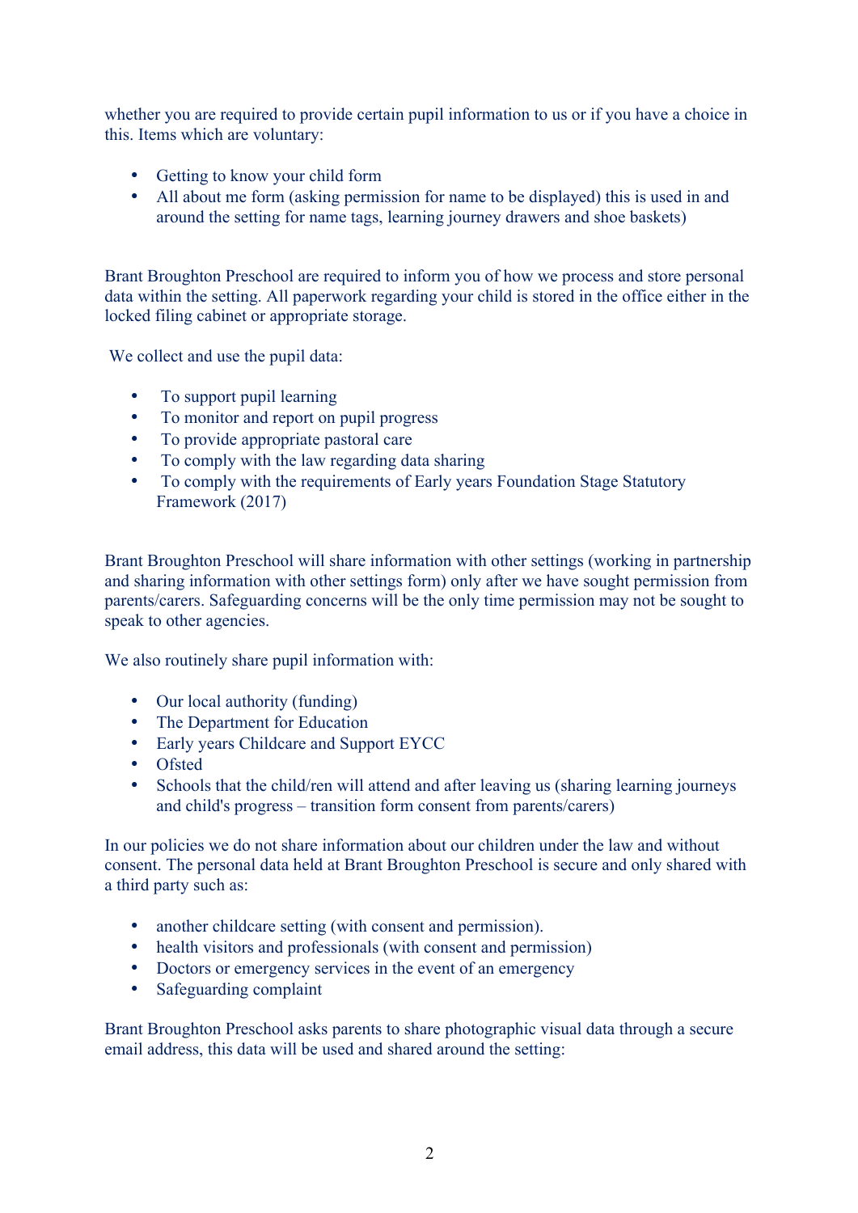whether you are required to provide certain pupil information to us or if you have a choice in this. Items which are voluntary:

- Getting to know your child form
- All about me form (asking permission for name to be displayed) this is used in and around the setting for name tags, learning journey drawers and shoe baskets)

Brant Broughton Preschool are required to inform you of how we process and store personal data within the setting. All paperwork regarding your child is stored in the office either in the locked filing cabinet or appropriate storage.

We collect and use the pupil data:

- To support pupil learning
- To monitor and report on pupil progress
- To provide appropriate pastoral care
- To comply with the law regarding data sharing
- To comply with the requirements of Early years Foundation Stage Statutory Framework (2017)

Brant Broughton Preschool will share information with other settings (working in partnership and sharing information with other settings form) only after we have sought permission from parents/carers. Safeguarding concerns will be the only time permission may not be sought to speak to other agencies.

We also routinely share pupil information with:

- Our local authority (funding)
- The Department for Education
- Early years Childcare and Support EYCC
- Ofsted
- Schools that the child/ren will attend and after leaving us (sharing learning journeys and child's progress – transition form consent from parents/carers)

In our policies we do not share information about our children under the law and without consent. The personal data held at Brant Broughton Preschool is secure and only shared with a third party such as:

- another childcare setting (with consent and permission).
- health visitors and professionals (with consent and permission)
- Doctors or emergency services in the event of an emergency
- Safeguarding complaint

Brant Broughton Preschool asks parents to share photographic visual data through a secure email address, this data will be used and shared around the setting: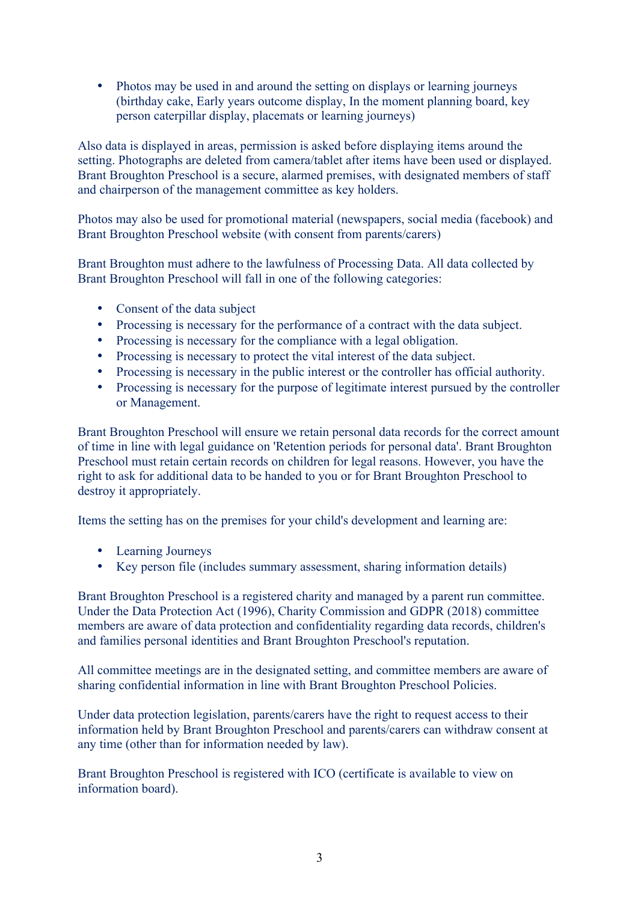- Photos may be used in and around the setting on displays or learning journeys (birthday cake, Early years outcome display, In the moment planning board, key person caterpillar display, placemats or learning journeys)

Also data is displayed in areas, permission is asked before displaying items around the setting. Photographs are deleted from camera/tablet after items have been used or displayed. Brant Broughton Preschool is a secure, alarmed premises, with designated members of staff and chairperson of the management committee as key holders.

Photos may also be used for promotional material (newspapers, social media (facebook) and Brant Broughton Preschool website (with consent from parents/carers)

Brant Broughton must adhere to the lawfulness of Processing Data. All data collected by Brant Broughton Preschool will fall in one of the following categories:

- Consent of the data subject
- Processing is necessary for the performance of a contract with the data subject.
- Processing is necessary for the compliance with a legal obligation.
- Processing is necessary to protect the vital interest of the data subject.
- Processing is necessary in the public interest or the controller has official authority.
- Processing is necessary for the purpose of legitimate interest pursued by the controller or Management.

Brant Broughton Preschool will ensure we retain personal data records for the correct amount of time in line with legal guidance on 'Retention periods for personal data'. Brant Broughton Preschool must retain certain records on children for legal reasons. However, you have the right to ask for additional data to be handed to you or for Brant Broughton Preschool to destroy it appropriately.

Items the setting has on the premises for your child's development and learning are:

- Learning Journeys
- Key person file (includes summary assessment, sharing information details)

Brant Broughton Preschool is a registered charity and managed by a parent run committee. Under the Data Protection Act (1996), Charity Commission and GDPR (2018) committee members are aware of data protection and confidentiality regarding data records, children's and families personal identities and Brant Broughton Preschool's reputation.

All committee meetings are in the designated setting, and committee members are aware of sharing confidential information in line with Brant Broughton Preschool Policies.

Under data protection legislation, parents/carers have the right to request access to their information held by Brant Broughton Preschool and parents/carers can withdraw consent at any time (other than for information needed by law).

Brant Broughton Preschool is registered with ICO (certificate is available to view on information board).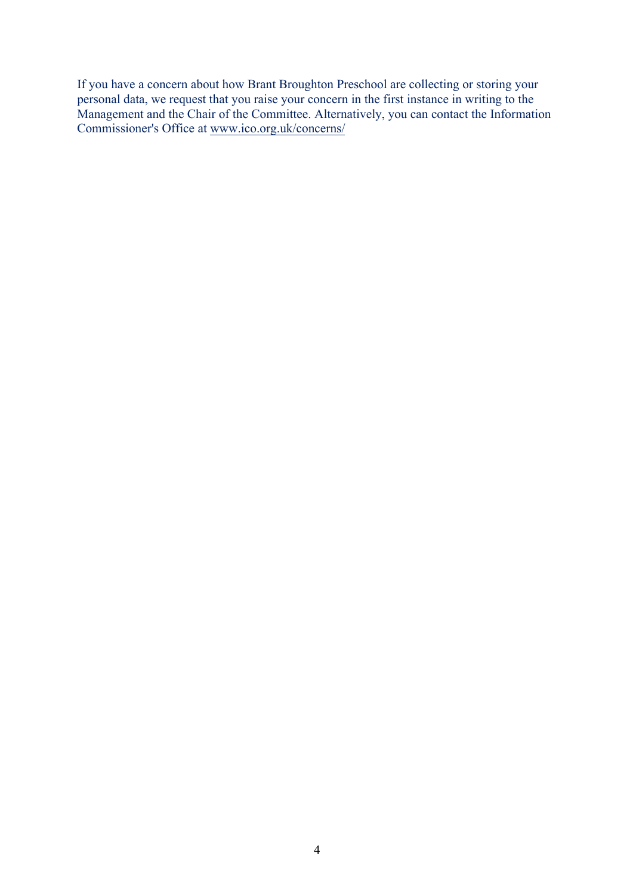If you have a concern about how Brant Broughton Preschool are collecting or storing your personal data, we request that you raise your concern in the first instance in writing to the Management and the Chair of the Committee. Alternatively, you can contact the Information Commissioner's Office at www.ico.org.uk/concerns/